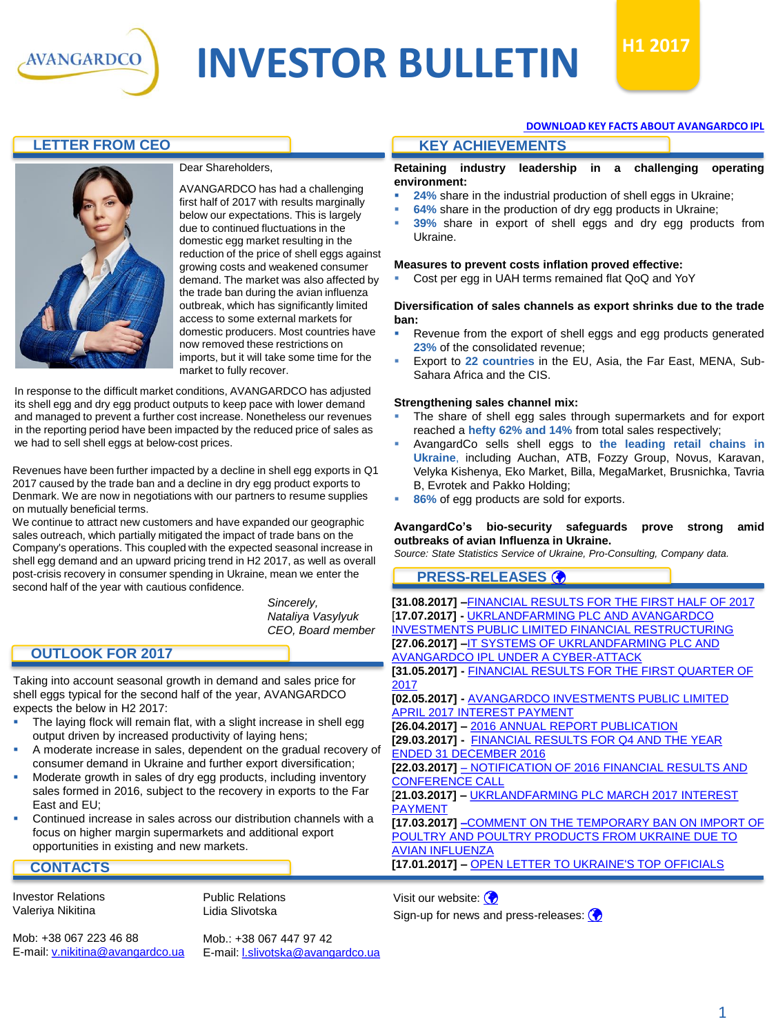# INVESTOR BULLETIN

**H1 2017**

DOWNLOAD KEY FACTS ABOUT AVANGARDCO IPL

## LETTER FROM CEO

Dear Shareholders,

AVANGARDCO has had a challenging first half of 2017 with results marginally below our expectations. This is largely due to continued fluctuations in the domestic egg market resulting in the reduction of the price of shell eggs against growing costs and weakened consumer demand. The market was also affected by the trade ban during the avian influenza outbreak, which has significantly limited access to some external markets for domestic producers. Most countries have now removed these restrictions on imports, but it will take some time for the market to fully recover.

In response to the difficult market conditions, AVANGARDCO has adjusted its shell egg and dry egg product outputs to keep pace with lower demand and managed to prevent a further cost increase. Nonetheless our revenues in the reporting period have been impacted by the reduced price of sales as we had to sell shell eggs at below-cost prices.

Revenues have been further impacted by a decline in shell egg exports in Q1 2017 caused by the trade ban and a decline in dry egg product exports to Denmark. We are now in negotiations with our partners to resume supplies on mutually beneficial terms.

We continue to attract new customers and have expanded our geographic sales outreach, which partially mitigated the impact of trade bans on the Company's operations. This coupled with the expected seasonal increase in shell egg demand and an upward pricing trend in H2 2017, as well as overall post-crisis recovery in consumer spending in Ukraine, mean we enter the second half of the year with cautious confidence.

*Sincerely,*
*Nataliya Vasylyuk*
*CEO, Board member*

## OUTLOOK FOR 2017

Taking into account seasonal growth in demand and sales price for shell eggs typical for the second half of the year, AVANGARDCO expects the below in H2 2017:

- The laying flock will remain flat, with a slight increase in shell egg output driven by increased productivity of laying hens;
- A moderate increase in sales, dependent on the gradual recovery of consumer demand in Ukraine and further export diversification;
- Moderate growth in sales of dry egg products, including inventory sales formed in 2016, subject to the recovery in exports to the Far East and EU;
- Continued increase in sales across our distribution channels with a focus on higher margin supermarkets and additional export opportunities in existing and new markets.

## KEY ACHIEVEMENTS

**Retaining industry leadership in a challenging operating environment:**

- **24%** share in the industrial production of shell eggs in Ukraine;
- **64%** share in the production of dry egg products in Ukraine;
- **39%** share in export of shell eggs and dry egg products from Ukraine.

**Measures to prevent costs inflation proved effective:**

- Cost per egg in UAH terms remained flat QoQ and YoY

**Diversification of sales channels as export shrinks due to the trade ban:**

- Revenue from the export of shell eggs and egg products generated **23%** of the consolidated revenue;
- Export to **22 countries** in the EU, Asia, the Far East, MENA, Sub-Sahara Africa and the CIS.

**Strengthening sales channel mix:**

- The share of shell egg sales through supermarkets and for export reached a **hefty 62% and 14%** from total sales respectively;
- AvangardCo sells shell eggs to **the leading retail chains in Ukraine**, including Auchan, ATB, Fozzy Group, Novus, Karavan, Velyka Kishenya, Eko Market, Billa, MegaMarket, Brusnichka, Tavria B, Evrotek and Pakko Holding;
- **86%** of egg products are sold for exports.

**AvangardCo's bio-security safeguards prove strong amid outbreaks of avian Influenza in Ukraine.**

*Source: State Statistics Service of Ukraine, Pro-Consulting, Company data.*

## PRESS-RELEASES

**[31.08.2017]** – FINANCIAL RESULTS FOR THE FIRST HALF OF 2017
**[17.07.2017]** - UKRLANDFARMING PLC AND AVANGARDCO INVESTMENTS PUBLIC LIMITED FINANCIAL RESTRUCTURING
**[27.06.2017]** – IT SYSTEMS OF UKRLANDFARMING PLC AND AVANGARDCO IPL UNDER A CYBER-ATTACK
**[31.05.2017]** - FINANCIAL RESULTS FOR THE FIRST QUARTER OF 2017
**[02.05.2017]** - AVANGARDCO INVESTMENTS PUBLIC LIMITED APRIL 2017 INTEREST PAYMENT
**[26.04.2017]** – 2016 ANNUAL REPORT PUBLICATION
**[29.03.2017]** - FINANCIAL RESULTS FOR Q4 AND THE YEAR ENDED 31 DECEMBER 2016
**[22.03.2017]** – NOTIFICATION OF 2016 FINANCIAL RESULTS AND CONFERENCE CALL
**[21.03.2017]** – UKRLANDFARMING PLC MARCH 2017 INTEREST PAYMENT
**[17.03.2017]** – COMMENT ON THE TEMPORARY BAN ON IMPORT OF POULTRY AND POULTRY PRODUCTS FROM UKRAINE DUE TO AVIAN INFLUENZA
**[17.01.2017]** – OPEN LETTER TO UKRAINE'S TOP OFFICIALS

## CONTACTS

Investor Relations
Valeriya Nikitina

Mob: +38 067 223 46 88
E-mail: v.nikitina@avangardco.ua

Public Relations
Lidia Slivotska

Mob.: +38 067 447 97 42
E-mail: l.slivotska@avangardco.ua

Visit our website:

Sign-up for news and press-releases: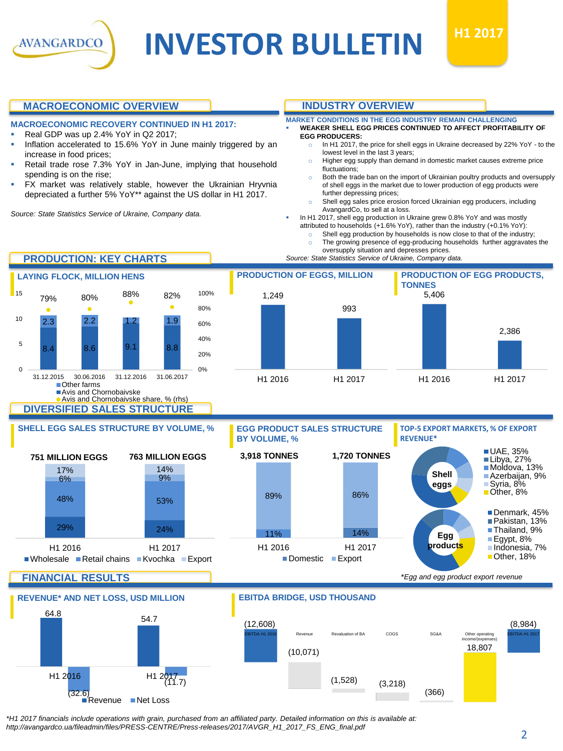# INVESTOR BULLETIN

**H1 2017**

## MACROECONOMIC OVERVIEW

### MACROECONOMIC RECOVERY CONTINUED IN H1 2017:

- Real GDP was up 2.4% YoY in Q2 2017;
- Inflation accelerated to 15.6% YoY in June mainly triggered by an increase in food prices;
- Retail trade rose 7.3% YoY in Jan-June, implying that household spending is on the rise;
- FX market was relatively stable, however the Ukrainian Hryvnia depreciated a further 5% YoY** against the US dollar in H1 2017.

*Source: State Statistics Service of Ukraine, Company data.*

## INDUSTRY OVERVIEW

### MARKET CONDITIONS IN THE EGG INDUSTRY REMAIN CHALLENGING

- **WEAKER SHELL EGG PRICES CONTINUED TO AFFECT PROFITABILITY OF EGG PRODUCERS:**
  - In H1 2017, the price for shell eggs in Ukraine decreased by 22% YoY - to the lowest level in the last 3 years;
  - Higher egg supply than demand in domestic market causes extreme price fluctuations;
  - Both the trade ban on the import of Ukrainian poultry products and oversupply of shell eggs in the market due to lower production of egg products were further depressing prices;
  - Shell egg sales price erosion forced Ukrainian egg producers, including AvangardCo, to sell at a loss.
- In H1 2017, shell egg production in Ukraine grew 0.8% YoY and was mostly attributed to households (+1.6% YoY), rather than the industry (+0.1% YoY):
  - Shell egg production by households is now close to that of the industry;
  - The growing presence of egg-producing households further aggravates the oversupply situation and depresses prices.

*Source: State Statistics Service of Ukraine, Company data.*

## PRODUCTION: KEY CHARTS

### LAYING FLOCK, MILLION HENS

| | 31.12.2015 | 30.06.2016 | 31.12.2016 | 31.06.2017 |
|---|---|---|---|---|
| Other farms | 2.3 | 2.2 | 1.2 | 1.9 |
| Avis and Chornobaivske | 8.4 | 8.6 | 9.1 | 8.8 |
| Avis and Chornobaivske share, % (rhs) | 79% | 80% | 88% | 82% |

### PRODUCTION OF EGGS, MILLION

| H1 2016 | H1 2017 |
|---|---|
| 1,249 | 993 |

### PRODUCTION OF EGG PRODUCTS, TONNES

| H1 2016 | H1 2017 |
|---|---|
| 5,406 | 2,386 |

## DIVERSIFIED SALES STRUCTURE

### SHELL EGG SALES STRUCTURE BY VOLUME, %

| | H1 2016 (751 MILLION EGGS) | H1 2017 (763 MILLION EGGS) |
|---|---|---|
| Wholesale | 29% | 24% |
| Retail chains | 48% | 53% |
| Kvochka | 6% | 9% |
| Export | 17% | 14% |

### EGG PRODUCT SALES STRUCTURE BY VOLUME, %

| | H1 2016 (3,918 TONNES) | H1 2017 (1,720 TONNES) |
|---|---|---|
| Domestic | 11% | 14% |
| Export | 89% | 86% |

### TOP-5 EXPORT MARKETS, % OF EXPORT REVENUE*

**Shell eggs:** UAE, 35%; Libya, 27%; Moldova, 13%; Azerbaijan, 9%; Syria, 8%; Other, 8%

**Egg products:** Denmark, 45%; Pakistan, 13%; Thailand, 9%; Egypt, 8%; Indonesia, 7%; Other, 18%

*Egg and egg product export revenue

## FINANCIAL RESULTS

### REVENUE* AND NET LOSS, USD MILLION

| | H1 2016 | H1 2017 |
|---|---|---|
| Revenue | 64.8 | 54.7 |
| Net Loss | (32.6) | (11.7) |

### EBITDA BRIDGE, USD THOUSAND

| EBITDA H1 2016 | Revenue | Revaluation of BA | COGS | SG&A | Other operating income/(expenses) | EBITDA H1 2017 |
|---|---|---|---|---|---|---|
| (12,608) | (10,071) | (1,528) | (3,218) | (366) | 18,807 | (8,984) |

*H1 2017 financials include operations with grain, purchased from an affiliated party. Detailed information on this is available at: http://avangardco.ua/fileadmin/files/PRESS-CENTRE/Press-releases/2017/AVGR_H1_2017_FS_ENG_final.pdf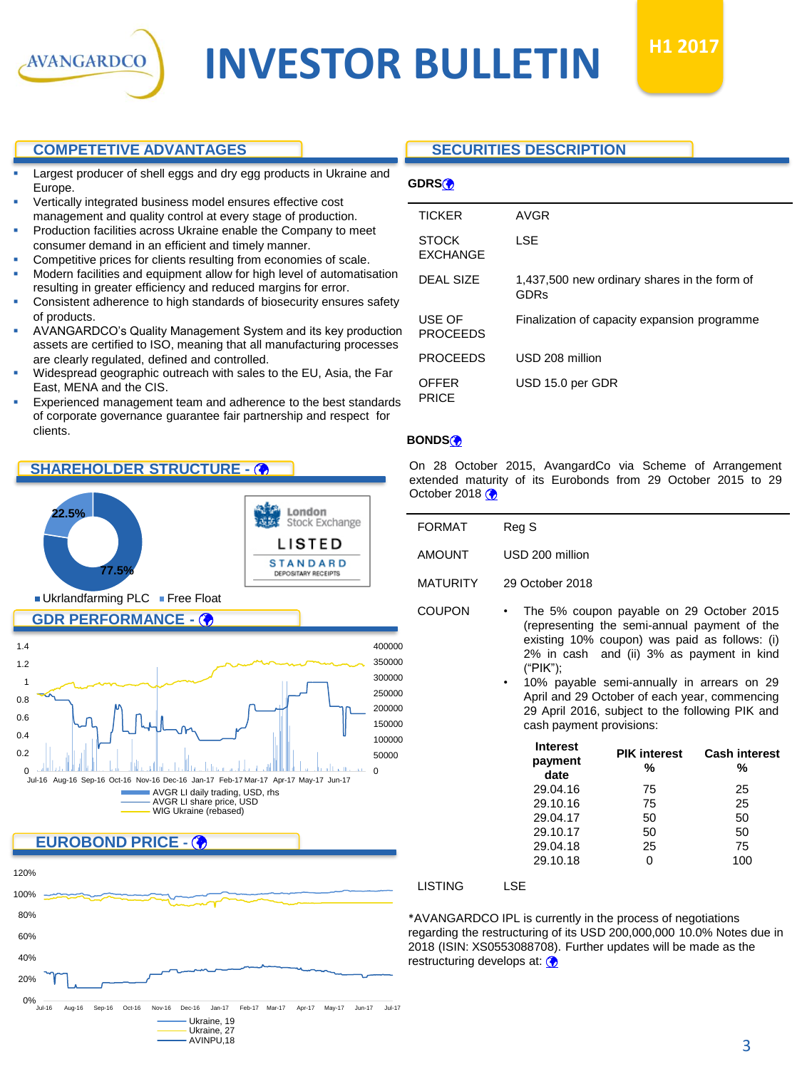# INVESTOR BULLETIN

H1 2017

## COMPETETIVE ADVANTAGES

- Largest producer of shell eggs and dry egg products in Ukraine and Europe.
- Vertically integrated business model ensures effective cost management and quality control at every stage of production.
- Production facilities across Ukraine enable the Company to meet consumer demand in an efficient and timely manner.
- Competitive prices for clients resulting from economies of scale.
- Modern facilities and equipment allow for high level of automatisation resulting in greater efficiency and reduced margins for error.
- Consistent adherence to high standards of biosecurity ensures safety of products.
- AVANGARDCO's Quality Management System and its key production assets are certified to ISO, meaning that all manufacturing processes are clearly regulated, defined and controlled.
- Widespread geographic outreach with sales to the EU, Asia, the Far East, MENA and the CIS.
- Experienced management team and adherence to the best standards of corporate governance guarantee fair partnership and respect for clients.

## SHAREHOLDER STRUCTURE -

22.5%

77.5%

- Ukrlandfarming PLC
- Free Float

London Stock Exchange LISTED STANDARD DEPOSITARY RECEIPTS

## GDR PERFORMANCE -

- AVGR LI daily trading, USD, rhs
- AVGR LI share price, USD
- WIG Ukraine (rebased)

## EUROBOND PRICE -

- Ukraine, 19
- Ukraine, 27
- AVINPU,18

## SECURITIES DESCRIPTION

### GDRS

| | |
|---|---|
| TICKER | AVGR |
| STOCK EXCHANGE | LSE |
| DEAL SIZE | 1,437,500 new ordinary shares in the form of GDRs |
| USE OF PROCEEDS | Finalization of capacity expansion programme |
| PROCEEDS | USD 208 million |
| OFFER PRICE | USD 15.0 per GDR |

### BONDS

On 28 October 2015, AvangardCo via Scheme of Arrangement extended maturity of its Eurobonds from 29 October 2015 to 29 October 2018

| | |
|---|---|
| FORMAT | Reg S |
| AMOUNT | USD 200 million |
| MATURITY | 29 October 2018 |
| COUPON | • The 5% coupon payable on 29 October 2015 (representing the semi-annual payment of the existing 10% coupon) was paid as follows: (i) 2% in cash and (ii) 3% as payment in kind ("PIK"); • 10% payable semi-annually in arrears on 29 April and 29 October of each year, commencing 29 April 2016, subject to the following PIK and cash payment provisions: |

| Interest payment date | PIK interest % | Cash interest % |
|---|---|---|
| 29.04.16 | 75 | 25 |
| 29.10.16 | 75 | 25 |
| 29.04.17 | 50 | 50 |
| 29.10.17 | 50 | 50 |
| 29.04.18 | 25 | 75 |
| 29.10.18 | 0 | 100 |

| | |
|---|---|
| LISTING | LSE |

*AVANGARDCO IPL is currently in the process of negotiations regarding the restructuring of its USD 200,000,000 10.0% Notes due in 2018 (ISIN: XS0553088708). Further updates will be made as the restructuring develops at: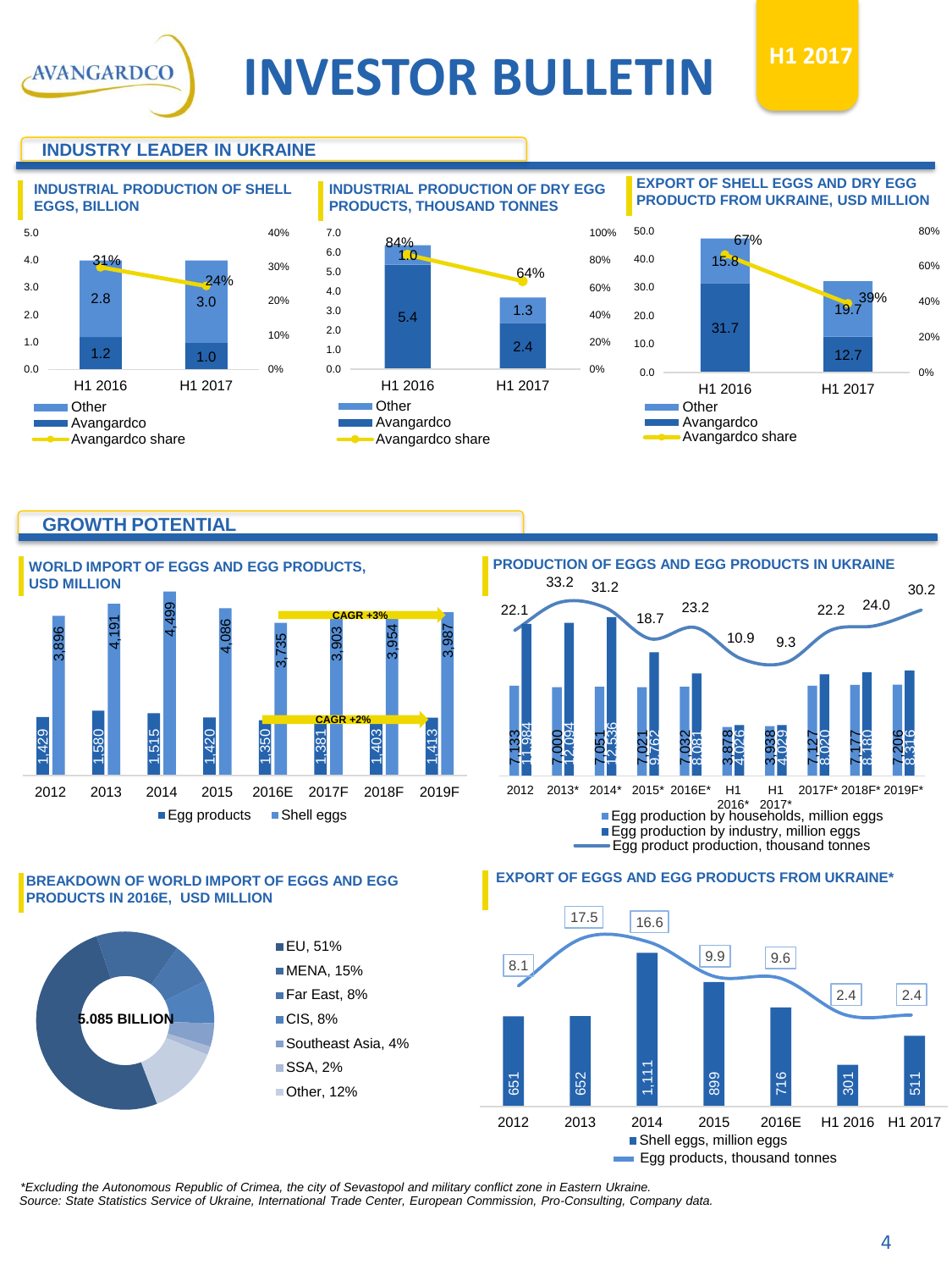# INVESTOR BULLETIN

H1 2017

## INDUSTRY LEADER IN UKRAINE

### INDUSTRIAL PRODUCTION OF SHELL EGGS, BILLION

5.0
4.0
3.0
2.0
1.0
0.0

40%
30%
20%
10%
0%

31%
24%
2.8
3.0
1.2
1.0

H1 2016
H1 2017

Other
Avangardco
Avangardco share

### INDUSTRIAL PRODUCTION OF DRY EGG PRODUCTS, THOUSAND TONNES

7.0
6.0
5.0
4.0
3.0
2.0
1.0
0.0

100%
80%
60%
40%
20%
0%

84%
1.0
64%
5.4
1.3
2.4

H1 2016
H1 2017

Other
Avangardco
Avangardco share

### EXPORT OF SHELL EGGS AND DRY EGG PRODUCTD FROM UKRAINE, USD MILLION

50.0
40.0
30.0
20.0
10.0
0.0

80%
60%
40%
20%
0%

67%
15.8
39%
19.7
31.7
12.7

H1 2016
H1 2017

Other
Avangardco
Avangardco share

## GROWTH POTENTIAL

### WORLD IMPORT OF EGGS AND EGG PRODUCTS, USD MILLION

3,896
4,191
4,499
4,086
3,735
3,903
3,954
3,987
1,429
1,580
1,515
1,420
1,350
1,381
1,403
1,413

CAGR +3%
CAGR +2%

2012
2013
2014
2015
2016E
2017F
2018F
2019F

Egg products
Shell eggs

### PRODUCTION OF EGGS AND EGG PRODUCTS IN UKRAINE

22.1
33.2
31.2
18.7
23.2
10.9
9.3
22.2
24.0
30.2

7,133
11,984
7,000
12,094
7,051
12,536
7,021
9,762
7,032
8,081
3,878
4,026
3,938
4,029
7,127
8,020
7,177
8,180
7,206
8,316

2012
2013*
2014*
2015*
2016E*
H1 2016*
H1 2017*
2017F*
2018F*
2019F*

Egg production by households, million eggs
Egg production by industry, million eggs
Egg product production, thousand tonnes

### BREAKDOWN OF WORLD IMPORT OF EGGS AND EGG PRODUCTS IN 2016E, USD MILLION

5.085 BILLION

EU, 51%
MENA, 15%
Far East, 8%
CIS, 8%
Southeast Asia, 4%
SSA, 2%
Other, 12%

### EXPORT OF EGGS AND EGG PRODUCTS FROM UKRAINE*

8.1
17.5
16.6
9.9
9.6
2.4
2.4

651
652
1,111
899
716
301
511

2012
2013
2014
2015
2016E
H1 2016
H1 2017

Shell eggs, million eggs
Egg products, thousand tonnes

*\*Excluding the Autonomous Republic of Crimea, the city of Sevastopol and military conflict zone in Eastern Ukraine.*
*Source: State Statistics Service of Ukraine, International Trade Center, European Commission, Pro-Consulting, Company data.*